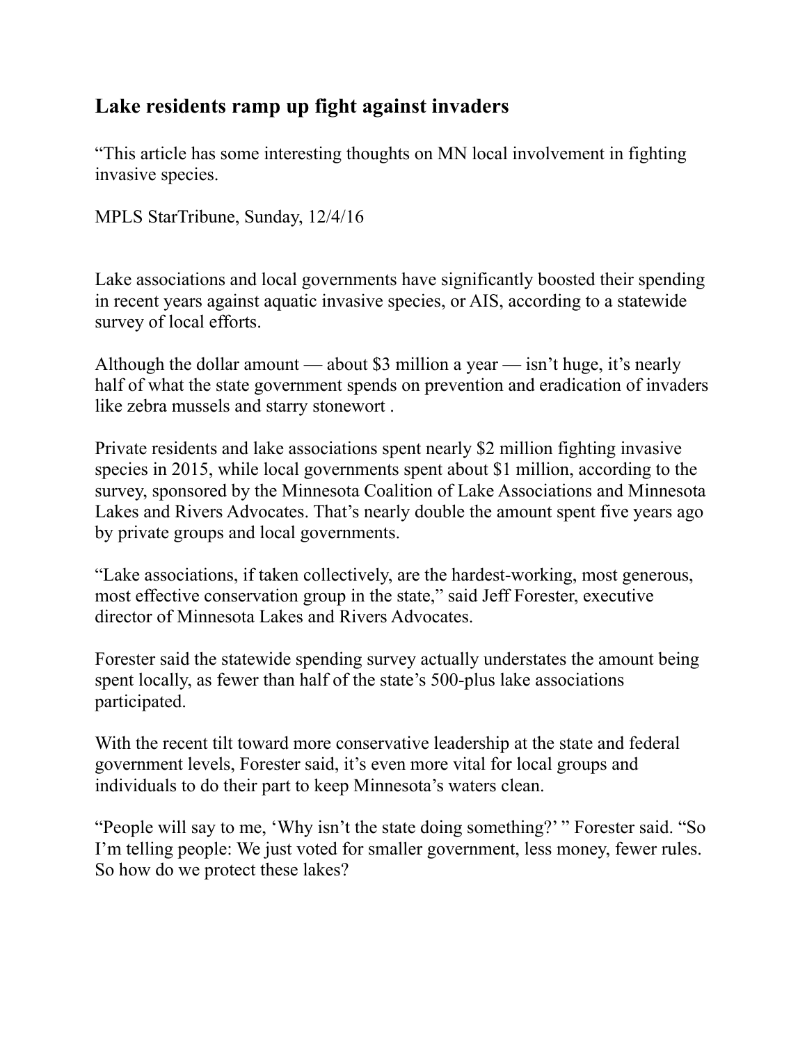## Lake residents ramp up fight against invaders

"This article has some interesting thoughts on MN local involvement in fighting invasive species.

MPLS StarTribune, Sunday, 12/4/16

Lake associations and local governments have significantly boosted their spending in recent years against aquatic invasive species, or AIS, according to a statewide survey of local efforts.

Although the dollar amount — about $3 million a year — isn't huge, it's nearly half of what the state government spends on prevention and eradication of invaders like zebra mussels and starry stonewort .

Private residents and lake associations spent nearly $2 million fighting invasive species in 2015, while local governments spent about $1 million, according to the survey, sponsored by the Minnesota Coalition of Lake Associations and Minnesota Lakes and Rivers Advocates. That's nearly double the amount spent five years ago by private groups and local governments.

"Lake associations, if taken collectively, are the hardest-working, most generous, most effective conservation group in the state," said Jeff Forester, executive director of Minnesota Lakes and Rivers Advocates.

Forester said the statewide spending survey actually understates the amount being spent locally, as fewer than half of the state's 500-plus lake associations participated.

With the recent tilt toward more conservative leadership at the state and federal government levels, Forester said, it's even more vital for local groups and individuals to do their part to keep Minnesota's waters clean.

"People will say to me, 'Why isn't the state doing something?' " Forester said. "So I'm telling people: We just voted for smaller government, less money, fewer rules. So how do we protect these lakes?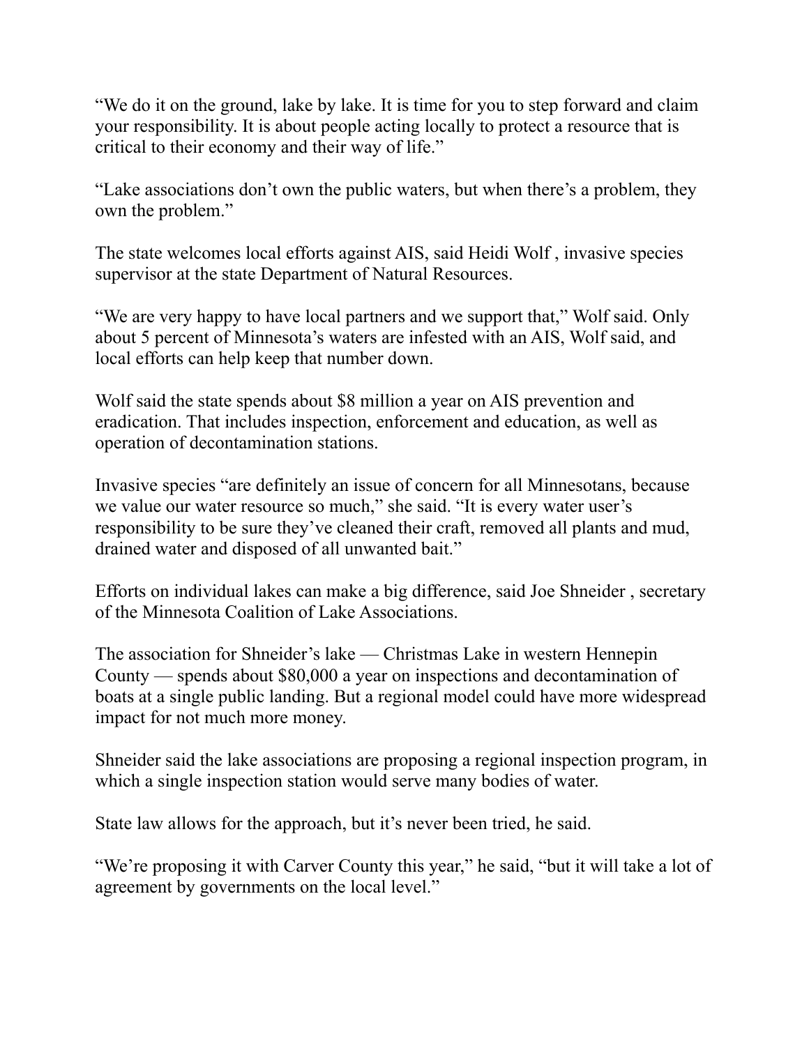"We do it on the ground, lake by lake. It is time for you to step forward and claim your responsibility. It is about people acting locally to protect a resource that is critical to their economy and their way of life."

"Lake associations don't own the public waters, but when there's a problem, they own the problem."

The state welcomes local efforts against AIS, said Heidi Wolf , invasive species supervisor at the state Department of Natural Resources.

"We are very happy to have local partners and we support that," Wolf said. Only about 5 percent of Minnesota's waters are infested with an AIS, Wolf said, and local efforts can help keep that number down.

Wolf said the state spends about $8 million a year on AIS prevention and eradication. That includes inspection, enforcement and education, as well as operation of decontamination stations.

Invasive species "are definitely an issue of concern for all Minnesotans, because we value our water resource so much," she said. "It is every water user's responsibility to be sure they've cleaned their craft, removed all plants and mud, drained water and disposed of all unwanted bait."

Efforts on individual lakes can make a big difference, said Joe Shneider , secretary of the Minnesota Coalition of Lake Associations.

The association for Shneider's lake — Christmas Lake in western Hennepin County — spends about $80,000 a year on inspections and decontamination of boats at a single public landing. But a regional model could have more widespread impact for not much more money.

Shneider said the lake associations are proposing a regional inspection program, in which a single inspection station would serve many bodies of water.

State law allows for the approach, but it's never been tried, he said.

"We're proposing it with Carver County this year," he said, "but it will take a lot of agreement by governments on the local level."